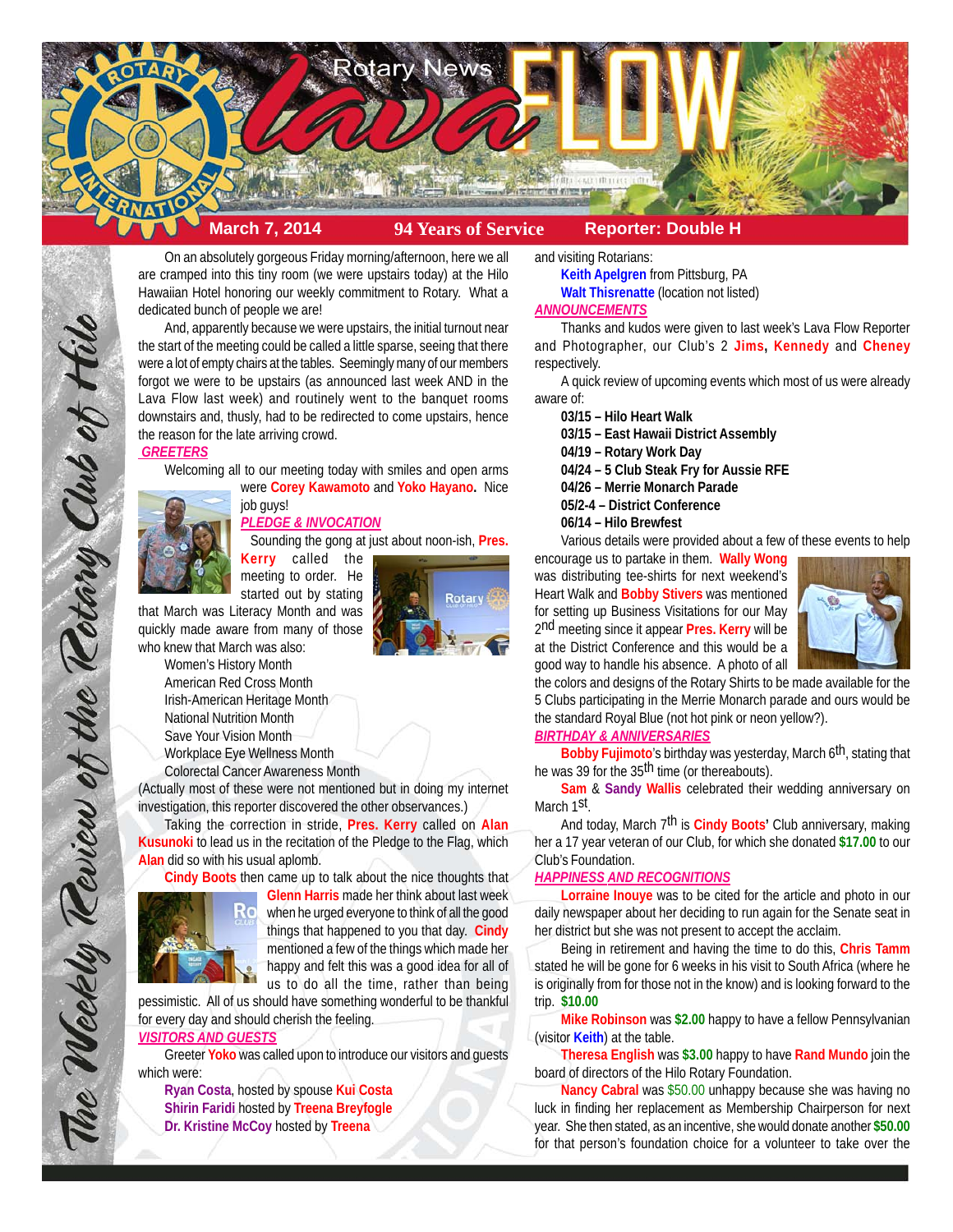# Rotary News Lava FLOW

**March 7, 2014** | **94 Years of Service** | **Reporter: Double H**

*The Weekly Review of the Rotary Club of Hilo*

On an absolutely gorgeous Friday morning/afternoon, here we all are cramped into this tiny room (we were upstairs today) at the Hilo Hawaiian Hotel honoring our weekly commitment to Rotary. What a dedicated bunch of people we are!

And, apparently because we were upstairs, the initial turnout near the start of the meeting could be called a little sparse, seeing that there were a lot of empty chairs at the tables. Seemingly many of our members forgot we were to be upstairs (as announced last week AND in the Lava Flow last week) and routinely went to the banquet rooms downstairs and, thusly, had to be redirected to come upstairs, hence the reason for the late arriving crowd.

## GREETERS

Welcoming all to our meeting today with smiles and open arms were **Corey Kawamoto** and **Yoko Hayano.** Nice job guys!

## PLEDGE & INVOCATION

Sounding the gong at just about noon-ish, **Pres. Kerry** called the meeting to order. He started out by stating that March was Literacy Month and was quickly made aware from many of those who knew that March was also:

- Women's History Month
- American Red Cross Month
- Irish-American Heritage Month
- National Nutrition Month
- Save Your Vision Month
- Workplace Eye Wellness Month
- Colorectal Cancer Awareness Month

(Actually most of these were not mentioned but in doing my internet investigation, this reporter discovered the other observances.)

Taking the correction in stride, **Pres. Kerry** called on **Alan Kusunoki** to lead us in the recitation of the Pledge to the Flag, which **Alan** did so with his usual aplomb.

**Cindy Boots** then came up to talk about the nice thoughts that **Glenn Harris** made her think about last week when he urged everyone to think of all the good things that happened to you that day. **Cindy** mentioned a few of the things which made her happy and felt this was a good idea for all of us to do all the time, rather than being pessimistic. All of us should have something wonderful to be thankful for every day and should cherish the feeling.

## VISITORS AND GUESTS

Greeter **Yoko** was called upon to introduce our visitors and guests which were:

- **Ryan Costa**, hosted by spouse **Kui Costa**
- **Shirin Faridi** hosted by **Treena Breyfogle**
- **Dr. Kristine McCoy** hosted by **Treena**

and visiting Rotarians:

- **Keith Apelgren** from Pittsburg, PA
- **Walt Thisrenatte** (location not listed)

## ANNOUNCEMENTS

Thanks and kudos were given to last week's Lava Flow Reporter and Photographer, our Club's 2 **Jims**, **Kennedy** and **Cheney** respectively.

A quick review of upcoming events which most of us were already aware of:

- **03/15 – Hilo Heart Walk**
- **03/15 – East Hawaii District Assembly**
- **04/19 – Rotary Work Day**
- **04/24 – 5 Club Steak Fry for Aussie RFE**
- **04/26 – Merrie Monarch Parade**
- **05/2-4 – District Conference**
- **06/14 – Hilo Brewfest**

Various details were provided about a few of these events to help encourage us to partake in them. **Wally Wong** was distributing tee-shirts for next weekend's Heart Walk and **Bobby Stivers** was mentioned for setting up Business Visitations for our May 2nd meeting since it appear **Pres. Kerry** will be at the District Conference and this would be a good way to handle his absence. A photo of all the colors and designs of the Rotary Shirts to be made available for the 5 Clubs participating in the Merrie Monarch parade and ours would be the standard Royal Blue (not hot pink or neon yellow?).

## BIRTHDAY & ANNIVERSARIES

**Bobby Fujimoto**'s birthday was yesterday, March 6th, stating that he was 39 for the 35th time (or thereabouts).

**Sam** & **Sandy Wallis** celebrated their wedding anniversary on March 1st.

And today, March 7th is **Cindy Boots'** Club anniversary, making her a 17 year veteran of our Club, for which she donated **$17.00** to our Club's Foundation.

## HAPPINESS AND RECOGNITIONS

**Lorraine Inouye** was to be cited for the article and photo in our daily newspaper about her deciding to run again for the Senate seat in her district but she was not present to accept the acclaim.

Being in retirement and having the time to do this, **Chris Tamm** stated he will be gone for 6 weeks in his visit to South Africa (where he is originally from for those not in the know) and is looking forward to the trip. **$10.00**

**Mike Robinson** was **$2.00** happy to have a fellow Pennsylvanian (visitor **Keith**) at the table.

**Theresa English** was **$3.00** happy to have **Rand Mundo** join the board of directors of the Hilo Rotary Foundation.

**Nancy Cabral** was $50.00 unhappy because she was having no luck in finding her replacement as Membership Chairperson for next year. She then stated, as an incentive, she would donate another **$50.00** for that person's foundation choice for a volunteer to take over the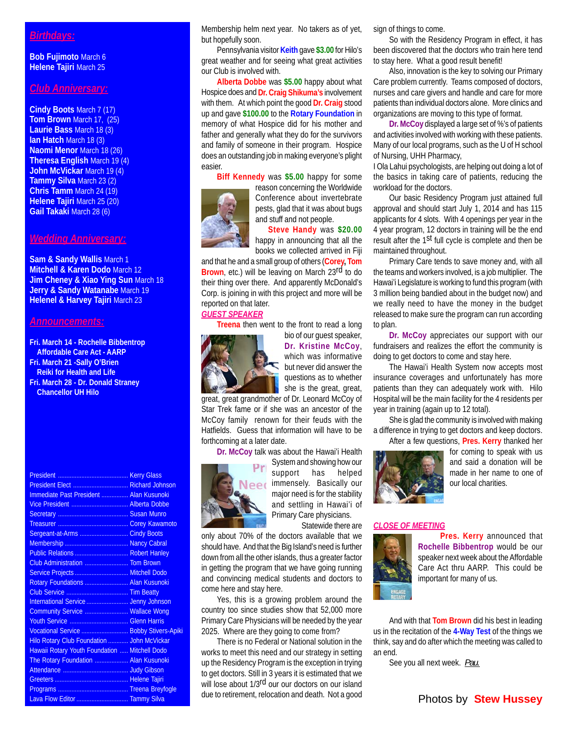## *Birthdays:*

**Bob Fujimoto** March 6
**Helene Tajiri** March 25

## *Club Anniversary:*

**Cindy Boots** March 7 (17)
**Tom Brown** March 17, (25)
**Laurie Bass** March 18 (3)
**Ian Hatch** March 18 (3)
**Naomi Menor** March 18 (26)
**Theresa English** March 19 (4)
**John McVickar** March 19 (4)
**Tammy Silva** March 23 (2)
**Chris Tamm** March 24 (19)
**Helene Tajiri** March 25 (20)
**Gail Takaki** March 28 (6)

## *Wedding Anniversary:*

**Sam & Sandy Wallis** March 1
**Mitchell & Karen Dodo** March 12
**Jim Cheney & Xiao Ying Sun** March 18
**Jerry & Sandy Watanabe** March 19
**Helenel & Harvey Tajiri** March 23

## *Announcements:*

**Fri. March 14 - Rochelle Bibbentrop**
**Affordable Care Act - AARP**
**Fri. March 21 -Sally O'Brien**
**Reiki for Health and Life**
**Fri. March 28 - Dr. Donald Straney**
**Chancellor UH Hilo**

| | |
|---|---|
| President | Kerry Glass |
| President Elect | Richard Johnson |
| Immediate Past President | Alan Kusunoki |
| Vice President | Alberta Dobbe |
| Secretary | Susan Munro |
| Treasurer | Corey Kawamoto |
| Sergeant-at-Arms | Cindy Boots |
| Membership | Nancy Cabral |
| Public Relations | Robert Hanley |
| Club Administration | Tom Brown |
| Service Projects | Mitchell Dodo |
| Rotary Foundations | Alan Kusunoki |
| Club Service | Tim Beatty |
| International Service | Jenny Johnson |
| Community Service | Wallace Wong |
| Youth Service | Glenn Harris |
| Vocational Service | Bobby Stivers-Apiki |
| Hilo Rotary Club Foundation | John McVickar |
| Hawaii Rotary Youth Foundation | Mitchell Dodo |
| The Rotary Foundation | Alan Kusunoki |
| Attendance | Judy Gibson |
| Greeters | Helene Tajiri |
| Programs | Treena Breyfogle |
| Lava Flow Editor | Tammy Silva |

Membership helm next year. No takers as of yet, but hopefully soon.

Pennsylvania visitor **Keith** gave **$3.00** for Hilo's great weather and for seeing what great activities our Club is involved with.

**Alberta Dobbe** was **$5.00** happy about what Hospice does and **Dr. Craig Shikuma's** involvement with them. At which point the good **Dr. Craig** stood up and gave **$100.00** to the **Rotary Foundation** in memory of what Hospice did for his mother and father and generally what they do for the survivors and family of someone in their program. Hospice does an outstanding job in making everyone's plight easier.

**Biff Kennedy** was **$5.00** happy for some reason concerning the Worldwide Conference about invertebrate pests, glad that it was about bugs and stuff and not people.

**Steve Handy** was **$20.00** happy in announcing that all the books we collected arrived in Fiji and that he and a small group of others (**Corey, Tom Brown**, etc.) will be leaving on March 23rd to do their thing over there. And apparently McDonald's Corp. is joining in with this project and more will be reported on that later.

### *GUEST SPEAKER*

**Treena** then went to the front to read a long bio of our guest speaker, **Dr. Kristine McCoy**, which was informative but never did answer the questions as to whether she is the great, great, great, great grandmother of Dr. Leonard McCoy of Star Trek fame or if she was an ancestor of the McCoy family renown for their feuds with the Hatfields. Guess that information will have to be forthcoming at a later date.

**Dr. McCoy** talk was about the Hawai'i Health System and showing how our support has helped immensely. Basically our major need is for the stability and settling in Hawai'i of Primary Care physicians.

Statewide there are only about 70% of the doctors available that we should have. And that the Big Island's need is further down from all the other islands, thus a greater factor in getting the program that we have going running and convincing medical students and doctors to come here and stay here.

Yes, this is a growing problem around the country too since studies show that 52,000 more Primary Care Physicians will be needed by the year 2025. Where are they going to come from?

There is no Federal or National solution in the works to meet this need and our strategy in setting up the Residency Program is the exception in trying to get doctors. Still in 3 years it is estimated that we will lose about 1/3rd our our doctors on our island due to retirement, relocation and death. Not a good sign of things to come.

So with the Residency Program in effect, it has been discovered that the doctors who train here tend to stay here. What a good result benefit!

Also, innovation is the key to solving our Primary Care problem currently. Teams composed of doctors, nurses and care givers and handle and care for more patients than individual doctors alone. More clinics and organizations are moving to this type of format.

**Dr. McCoy** displayed a large set of %'s of patients and activities involved with working with these patients. Many of our local programs, such as the U of H school of Nursing, UHH Pharmacy,
I Ola Lahui psychologists, are helping out doing a lot of the basics in taking care of patients, reducing the workload for the doctors.

Our basic Residency Program just attained full approval and should start July 1, 2014 and has 115 applicants for 4 slots. With 4 openings per year in the 4 year program, 12 doctors in training will be the end result after the 1st full cycle is complete and then be maintained throughout.

Primary Care tends to save money and, with all the teams and workers involved, is a job multiplier. The Hawai'i Legislature is working to fund this program (with 3 million being bandied about in the budget now) and we really need to have the money in the budget released to make sure the program can run according to plan.

**Dr. McCoy** appreciates our support with our fundraisers and realizes the effort the community is doing to get doctors to come and stay here.

The Hawai'i Health System now accepts most insurance coverages and unfortunately has more patients than they can adequately work with. Hilo Hospital will be the main facility for the 4 residents per year in training (again up to 12 total).

She is glad the community is involved with making a difference in trying to get doctors and keep doctors.

After a few questions, **Pres. Kerry** thanked her for coming to speak with us and said a donation will be made in her name to one of our local charities.

### *CLOSE OF MEETING*

**Pres. Kerry** announced that **Rochelle Bibbentrop** would be our speaker next week about the Affordable Care Act thru AARP. This could be important for many of us.

And with that **Tom Brown** did his best in leading us in the recitation of the **4-Way Test** of the things we think, say and do after which the meeting was called to an end.

See you all next week. *Pau.*

Photos by **Stew Hussey**